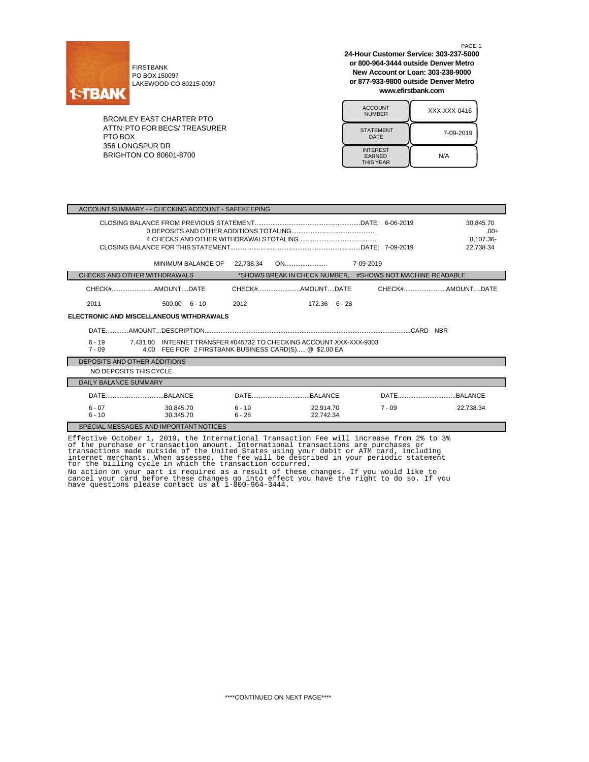FIRSTBANK
PO BOX 150097
LAKEWOOD CO 80215-0097

**24-Hour Customer Service: 303-237-5000**
**or 800-964-3444 outside Denver Metro**
**New Account or Loan: 303-238-9000**
**or 877-933-9800 outside Denver Metro**
**www.efirstbank.com**

BROMLEY EAST CHARTER PTO
ATTN: PTO FOR BECS/ TREASURER
PTO BOX
356 LONGSPUR DR
BRIGHTON CO 80601-8700

| ACCOUNT NUMBER | XXX-XXX-0416 |
|---|---|
| STATEMENT DATE | 7-09-2019 |
| INTEREST EARNED THIS YEAR | N/A |

## ACCOUNT SUMMARY - - CHECKING ACCOUNT - SAFEKEEPING

| | | |
|---|---|---|
| CLOSING BALANCE FROM PREVIOUS STATEMENT | DATE: 6-06-2019 | 30,845.70 |
| 0 DEPOSITS AND OTHER ADDITIONS TOTALING | | .00+ |
| 4 CHECKS AND OTHER WITHDRAWALS TOTALING | | 8,107.36- |
| CLOSING BALANCE FOR THIS STATEMENT | DATE: 7-09-2019 | 22,738.34 |

MINIMUM BALANCE OF 22,738.34 ON 7-09-2019

## CHECKS AND OTHER WITHDRAWALS

*SHOWS BREAK IN CHECK NUMBER, #SHOWS NOT MACHINE READABLE

| CHECK# | AMOUNT | DATE | CHECK# | AMOUNT | DATE | CHECK# | AMOUNT | DATE |
|---|---|---|---|---|---|---|---|---|
| 2011 | 500.00 | 6 - 10 | 2012 | 172.36 | 6 - 28 | | | |

**ELECTRONIC AND MISCELLANEOUS WITHDRAWALS**

| DATE | AMOUNT | DESCRIPTION | CARD NBR |
|---|---|---|---|
| 6 - 19 | 7,431.00 | INTERNET TRANSFER #045732 TO CHECKING ACCOUNT XXX-XXX-9303 | |
| 7 - 09 | 4.00 | FEE FOR 2 FIRSTBANK BUSINESS CARD(S)..... @ $2.00 EA | |

## DEPOSITS AND OTHER ADDITIONS

NO DEPOSITS THIS CYCLE

## DAILY BALANCE SUMMARY

| DATE | BALANCE | DATE | BALANCE | DATE | BALANCE |
|---|---|---|---|---|---|
| 6 - 07 | 30,845.70 | 6 - 19 | 22,914.70 | 7 - 09 | 22,738.34 |
| 6 - 10 | 30,345.70 | 6 - 28 | 22,742.34 | | |

## SPECIAL MESSAGES AND IMPORTANT NOTICES

Effective October 1, 2019, the International Transaction Fee will increase from 2% to 3% of the purchase or transaction amount. International transactions are purchases or transactions made outside of the United States using your debit or ATM card, including internet merchants. When assessed, the fee will be described in your periodic statement for the billing cycle in which the transaction occurred.

No action on your part is required as a result of these changes. If you would like to cancel your card before these changes go into effect you have the right to do so. If you have questions please contact us at 1-800-964-3444.

****CONTINUED ON NEXT PAGE****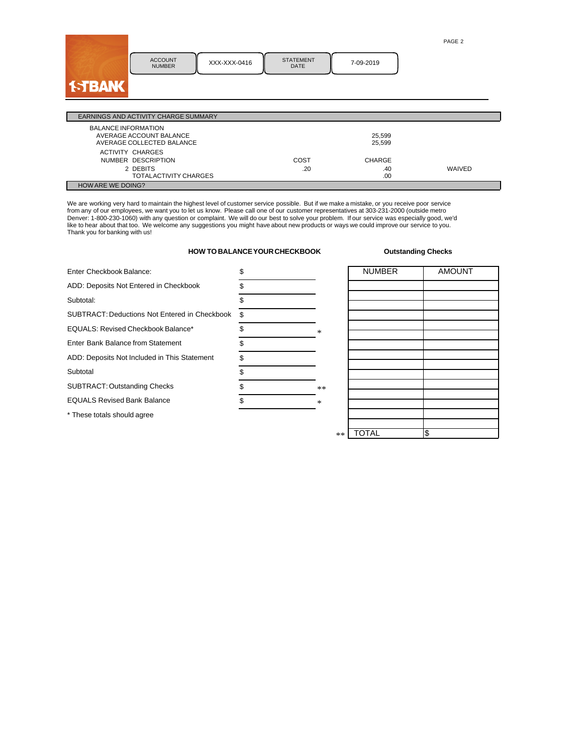**1STBANK**

| ACCOUNT NUMBER | XXX-XXX-0416 | STATEMENT DATE | 7-09-2019 |
|---|---|---|---|

## EARNINGS AND ACTIVITY CHARGE SUMMARY

BALANCE INFORMATION

| | | | |
|---|---|---|---|
| AVERAGE ACCOUNT BALANCE | | 25,599 | |
| AVERAGE COLLECTED BALANCE | | 25,599 | |

ACTIVITY CHARGES

| NUMBER | DESCRIPTION | COST | CHARGE | |
|---|---|---|---|---|
| 2 | DEBITS | .20 | .40 | WAIVED |
| | TOTAL ACTIVITY CHARGES | | .00 | |

## HOW ARE WE DOING?

We are working very hard to maintain the highest level of customer service possible. But if we make a mistake, or you receive poor service from any of our employees, we want you to let us know. Please call one of our customer representatives at 303-231-2000 (outside metro Denver: 1-800-230-1060) with any question or complaint. We will do our best to solve your problem. If our service was especially good, we'd like to hear about that too. We welcome any suggestions you might have about new products or ways we could improve our service to you. Thank you for banking with us!

### HOW TO BALANCE YOUR CHECKBOOK

| | | |
|---|---|---|
| Enter Checkbook Balance: | $ | |
| ADD: Deposits Not Entered in Checkbook | $ | |
| Subtotal: | $ | |
| SUBTRACT: Deductions Not Entered in Checkbook | $ | |
| EQUALS: Revised Checkbook Balance* | $ | * |
| Enter Bank Balance from Statement | $ | |
| ADD: Deposits Not Included in This Statement | $ | |
| Subtotal | $ | |
| SUBTRACT: Outstanding Checks | $ | ** |
| EQUALS Revised Bank Balance | $ | * |

\* These totals should agree

### Outstanding Checks

| NUMBER | AMOUNT |
|---|---|
| | |
| | |
| | |
| | |
| | |
| | |
| | |
| | |
| | |
| | |
| | |
| | |
| | |
| | |
| | |
| ** TOTAL | $ |